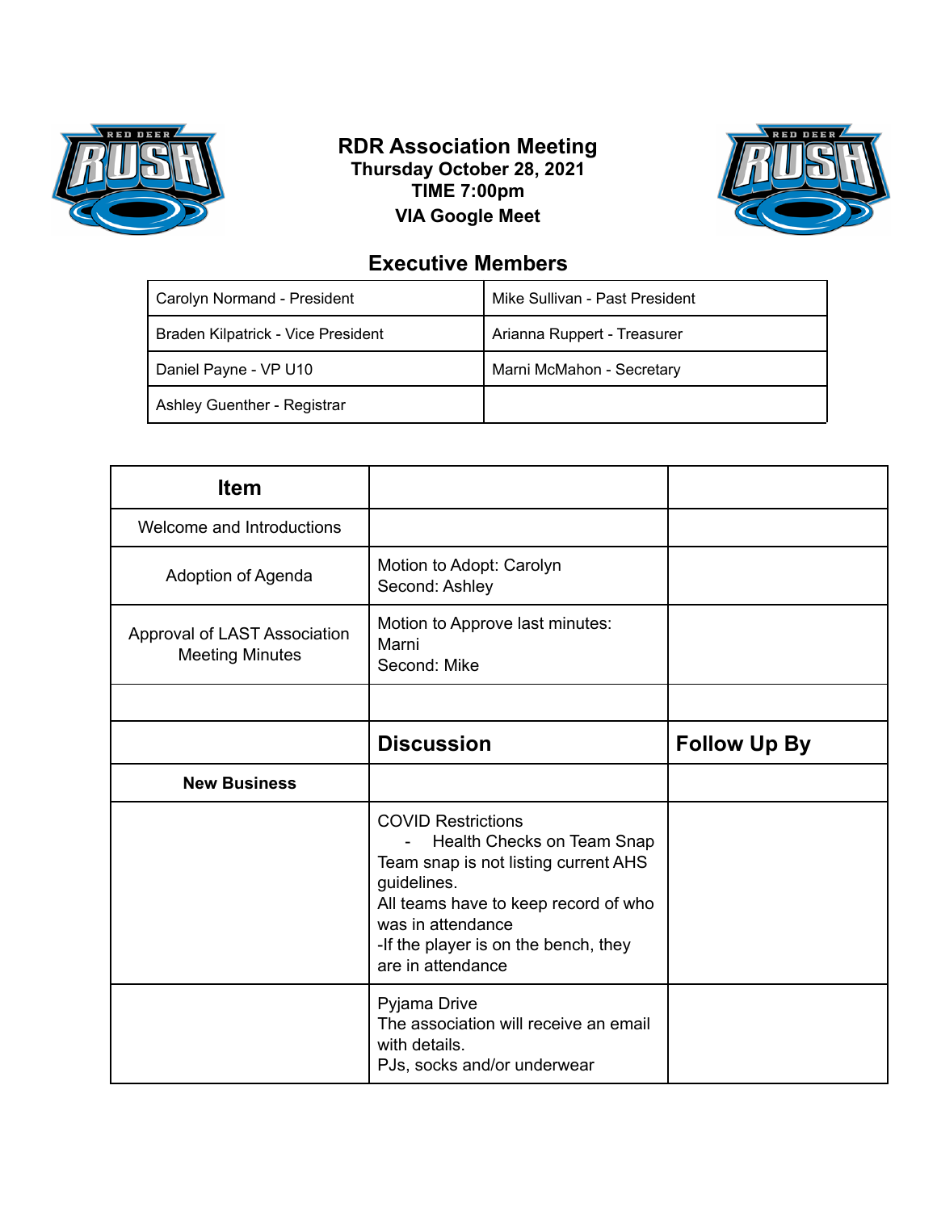# RDR Association Meeting

**Thursday October 28, 2021**

**TIME 7:00pm**

**VIA Google Meet**

## Executive Members

| | |
|---|---|
| Carolyn Normand - President | Mike Sullivan - Past President |
| Braden Kilpatrick - Vice President | Arianna Ruppert - Treasurer |
| Daniel Payne - VP U10 | Marni McMahon - Secretary |
| Ashley Guenther - Registrar | |

| Item | | |
|---|---|---|
| Welcome and Introductions | | |
| Adoption of Agenda | Motion to Adopt: Carolyn<br>Second: Ashley | |
| Approval of LAST Association Meeting Minutes | Motion to Approve last minutes: Marni<br>Second: Mike | |
| | | |
| | **Discussion** | **Follow Up By** |
| **New Business** | | |
| | COVID Restrictions<br>- Health Checks on Team Snap<br>Team snap is not listing current AHS guidelines.<br>All teams have to keep record of who was in attendance<br>-If the player is on the bench, they are in attendance | |
| | Pyjama Drive<br>The association will receive an email with details.<br>PJs, socks and/or underwear | |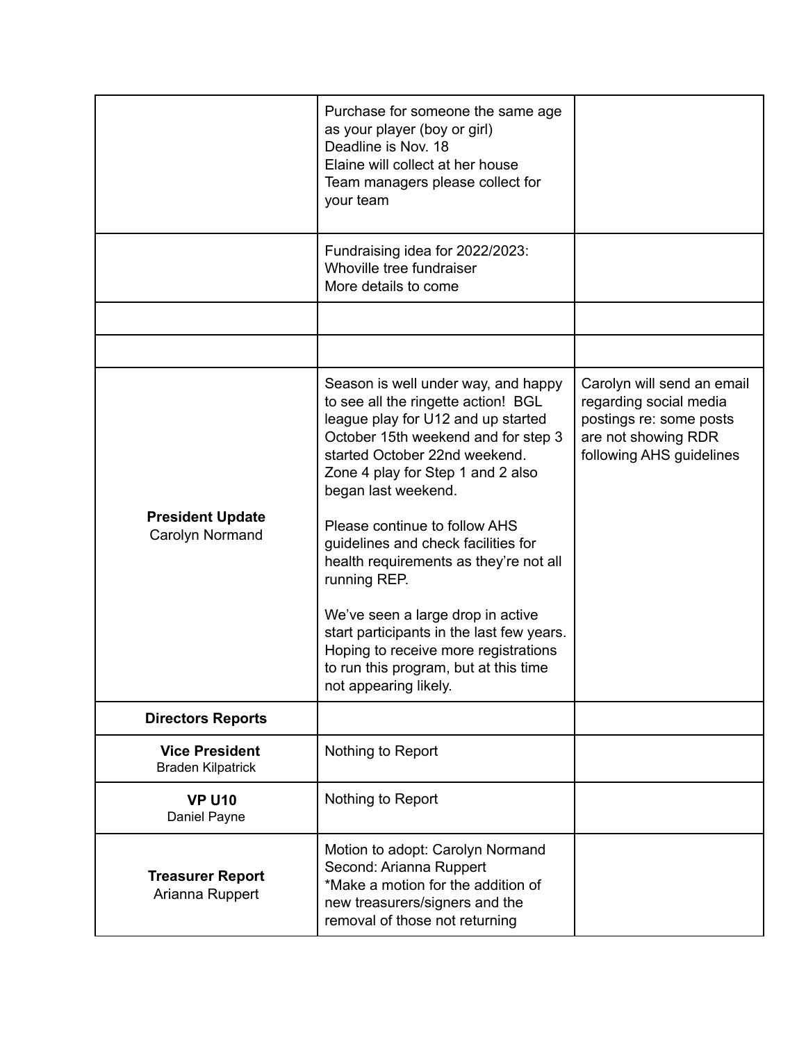| | | |
|---|---|---|
| | Purchase for someone the same age as your player (boy or girl)<br>Deadline is Nov. 18<br>Elaine will collect at her house<br>Team managers please collect for your team | |
| | Fundraising idea for 2022/2023:<br>Whoville tree fundraiser<br>More details to come | |
| | | |
| | | |
| **President Update**<br>Carolyn Normand | Season is well under way, and happy to see all the ringette action! BGL league play for U12 and up started October 15th weekend and for step 3 started October 22nd weekend. Zone 4 play for Step 1 and 2 also began last weekend.<br><br>Please continue to follow AHS guidelines and check facilities for health requirements as they're not all running REP.<br><br>We've seen a large drop in active start participants in the last few years. Hoping to receive more registrations to run this program, but at this time not appearing likely. | Carolyn will send an email regarding social media postings re: some posts are not showing RDR following AHS guidelines |
| **Directors Reports** | | |
| **Vice President**<br>Braden Kilpatrick | Nothing to Report | |
| **VP U10**<br>Daniel Payne | Nothing to Report | |
| **Treasurer Report**<br>Arianna Ruppert | Motion to adopt: Carolyn Normand<br>Second: Arianna Ruppert<br>*Make a motion for the addition of new treasurers/signers and the removal of those not returning | |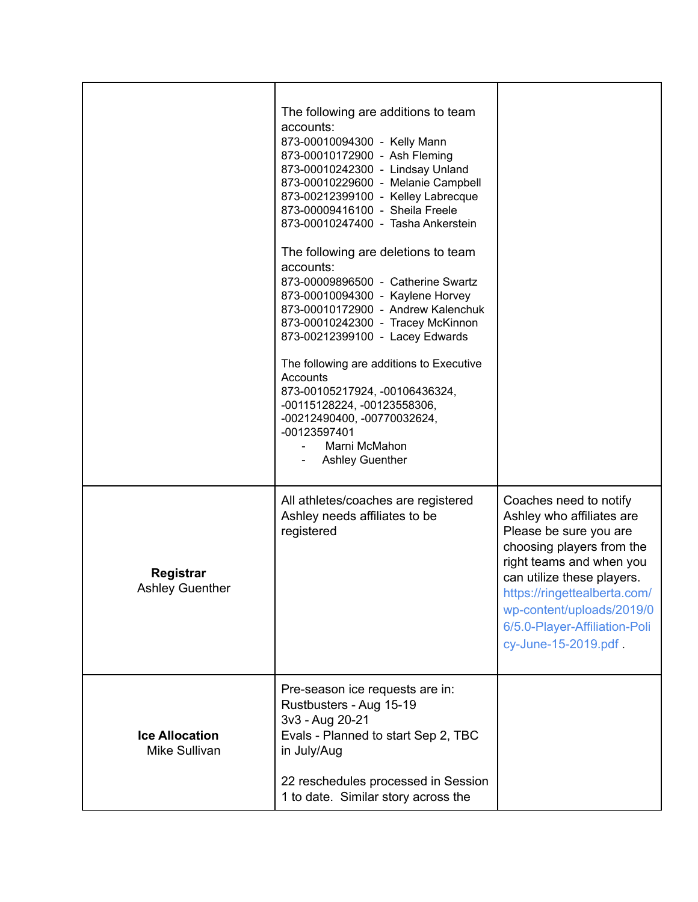| | | |
|---|---|---|
| | The following are additions to team accounts:<br>873-00010094300 - Kelly Mann<br>873-00010172900 - Ash Fleming<br>873-00010242300 - Lindsay Unland<br>873-00010229600 - Melanie Campbell<br>873-00212399100 - Kelley Labrecque<br>873-00009416100 - Sheila Freele<br>873-00010247400 - Tasha Ankerstein<br><br>The following are deletions to team accounts:<br>873-00009896500 - Catherine Swartz<br>873-00010094300 - Kaylene Horvey<br>873-00010172900 - Andrew Kalenchuk<br>873-00010242300 - Tracey McKinnon<br>873-00212399100 - Lacey Edwards<br><br>The following are additions to Executive Accounts<br>873-00105217924, -00106436324, -00115128224, -00123558306, -00212490400, -00770032624, -00123597401<br>- Marni McMahon<br>- Ashley Guenther | |
| **Registrar**<br>Ashley Guenther | All athletes/coaches are registered<br>Ashley needs affiliates to be registered | Coaches need to notify Ashley who affiliates are<br>Please be sure you are choosing players from the right teams and when you can utilize these players. https://ringettealberta.com/wp-content/uploads/2019/06/5.0-Player-Affiliation-Policy-June-15-2019.pdf . |
| **Ice Allocation**<br>Mike Sullivan | Pre-season ice requests are in:<br>Rustbusters - Aug 15-19<br>3v3 - Aug 20-21<br>Evals - Planned to start Sep 2, TBC in July/Aug<br><br>22 reschedules processed in Session 1 to date. Similar story across the | |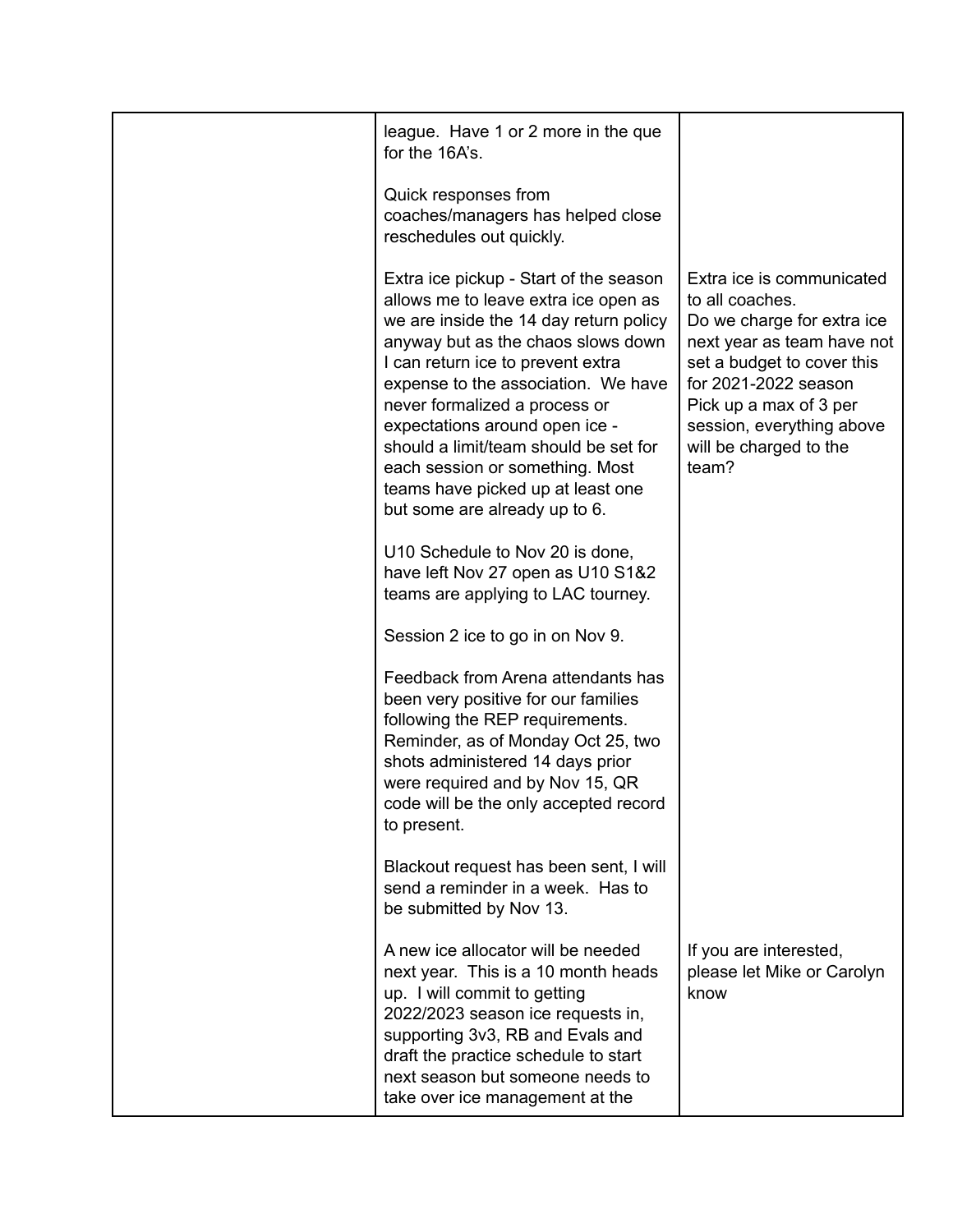| | | |
|---|---|---|
| | league. Have 1 or 2 more in the que for the 16A's.<br><br>Quick responses from coaches/managers has helped close reschedules out quickly.<br><br>Extra ice pickup - Start of the season allows me to leave extra ice open as we are inside the 14 day return policy anyway but as the chaos slows down I can return ice to prevent extra expense to the association. We have never formalized a process or expectations around open ice - should a limit/team should be set for each session or something. Most teams have picked up at least one but some are already up to 6.<br><br>U10 Schedule to Nov 20 is done, have left Nov 27 open as U10 S1&2 teams are applying to LAC tourney.<br><br>Session 2 ice to go in on Nov 9.<br><br>Feedback from Arena attendants has been very positive for our families following the REP requirements. Reminder, as of Monday Oct 25, two shots administered 14 days prior were required and by Nov 15, QR code will be the only accepted record to present.<br><br>Blackout request has been sent, I will send a reminder in a week. Has to be submitted by Nov 13.<br><br>A new ice allocator will be needed next year. This is a 10 month heads up. I will commit to getting 2022/2023 season ice requests in, supporting 3v3, RB and Evals and draft the practice schedule to start next season but someone needs to take over ice management at the | <br><br><br><br><br><br>Extra ice is communicated to all coaches.<br>Do we charge for extra ice next year as team have not set a budget to cover this for 2021-2022 season<br>Pick up a max of 3 per session, everything above will be charged to the team?<br><br><br><br><br><br><br><br><br><br><br><br><br><br><br><br><br><br><br><br><br><br><br><br>If you are interested, please let Mike or Carolyn know |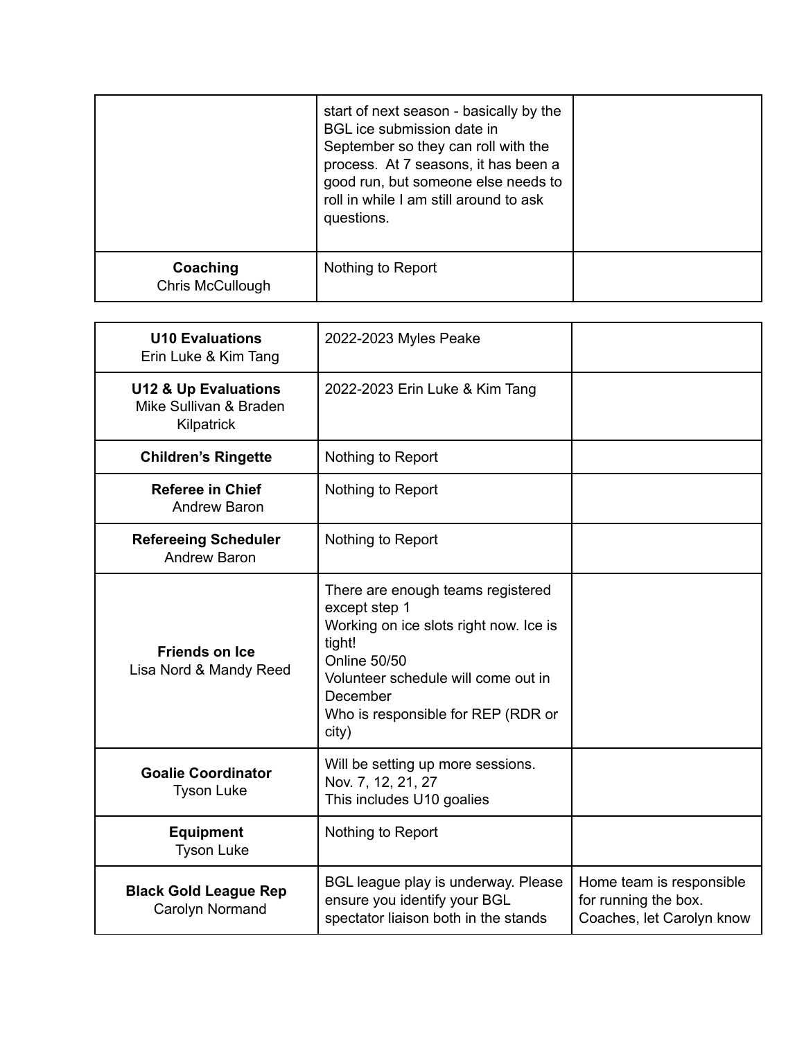| | | |
|---|---|---|
| | start of next season - basically by the BGL ice submission date in September so they can roll with the process. At 7 seasons, it has been a good run, but someone else needs to roll in while I am still around to ask questions. | |
| **Coaching**<br>Chris McCullough | Nothing to Report | |

| | | |
|---|---|---|
| **U10 Evaluations**<br>Erin Luke & Kim Tang | 2022-2023 Myles Peake | |
| **U12 & Up Evaluations**<br>Mike Sullivan & Braden Kilpatrick | 2022-2023 Erin Luke & Kim Tang | |
| **Children's Ringette** | Nothing to Report | |
| **Referee in Chief**<br>Andrew Baron | Nothing to Report | |
| **Refereeing Scheduler**<br>Andrew Baron | Nothing to Report | |
| **Friends on Ice**<br>Lisa Nord & Mandy Reed | There are enough teams registered except step 1<br>Working on ice slots right now. Ice is tight!<br>Online 50/50<br>Volunteer schedule will come out in December<br>Who is responsible for REP (RDR or city) | |
| **Goalie Coordinator**<br>Tyson Luke | Will be setting up more sessions. Nov. 7, 12, 21, 27<br>This includes U10 goalies | |
| **Equipment**<br>Tyson Luke | Nothing to Report | |
| **Black Gold League Rep**<br>Carolyn Normand | BGL league play is underway. Please ensure you identify your BGL spectator liaison both in the stands | Home team is responsible for running the box. Coaches, let Carolyn know |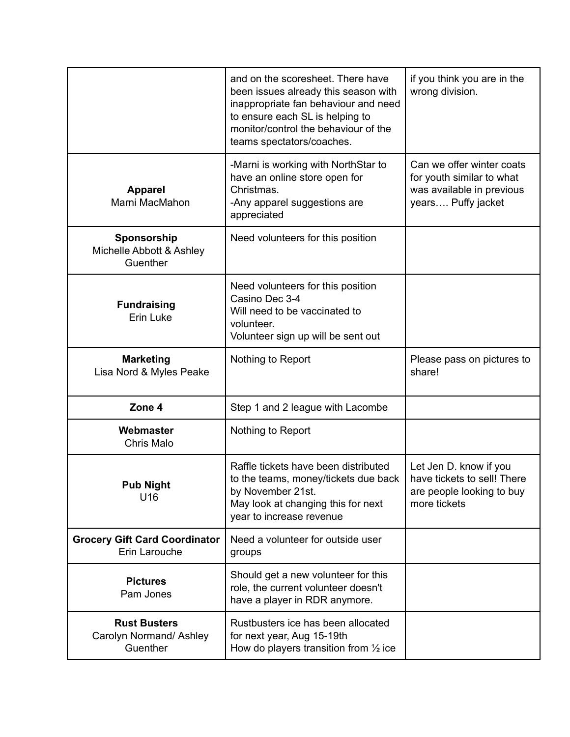| | | |
|---|---|---|
| | and on the scoresheet. There have been issues already this season with inappropriate fan behaviour and need to ensure each SL is helping to monitor/control the behaviour of the teams spectators/coaches. | if you think you are in the wrong division. |
| **Apparel**<br>Marni MacMahon | -Marni is working with NorthStar to have an online store open for Christmas.<br>-Any apparel suggestions are appreciated | Can we offer winter coats for youth similar to what was available in previous years…. Puffy jacket |
| **Sponsorship**<br>Michelle Abbott & Ashley Guenther | Need volunteers for this position | |
| **Fundraising**<br>Erin Luke | Need volunteers for this position<br>Casino Dec 3-4<br>Will need to be vaccinated to volunteer.<br>Volunteer sign up will be sent out | |
| **Marketing**<br>Lisa Nord & Myles Peake | Nothing to Report | Please pass on pictures to share! |
| **Zone 4** | Step 1 and 2 league with Lacombe | |
| **Webmaster**<br>Chris Malo | Nothing to Report | |
| **Pub Night**<br>U16 | Raffle tickets have been distributed to the teams, money/tickets due back by November 21st.<br>May look at changing this for next year to increase revenue | Let Jen D. know if you have tickets to sell! There are people looking to buy more tickets |
| **Grocery Gift Card Coordinator**<br>Erin Larouche | Need a volunteer for outside user groups | |
| **Pictures**<br>Pam Jones | Should get a new volunteer for this role, the current volunteer doesn't have a player in RDR anymore. | |
| **Rust Busters**<br>Carolyn Normand/ Ashley Guenther | Rustbusters ice has been allocated for next year, Aug 15-19th<br>How do players transition from ½ ice | |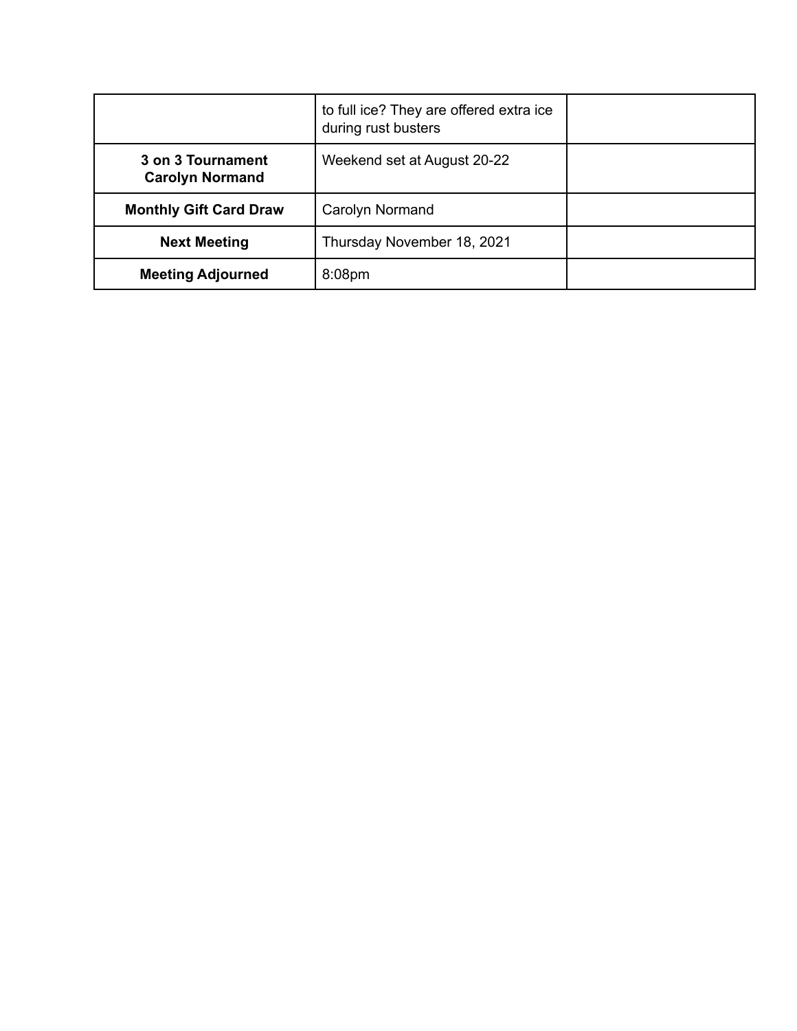| | | |
|---|---|---|
| | to full ice? They are offered extra ice during rust busters | |
| **3 on 3 Tournament Carolyn Normand** | Weekend set at August 20-22 | |
| **Monthly Gift Card Draw** | Carolyn Normand | |
| **Next Meeting** | Thursday November 18, 2021 | |
| **Meeting Adjourned** | 8:08pm | |